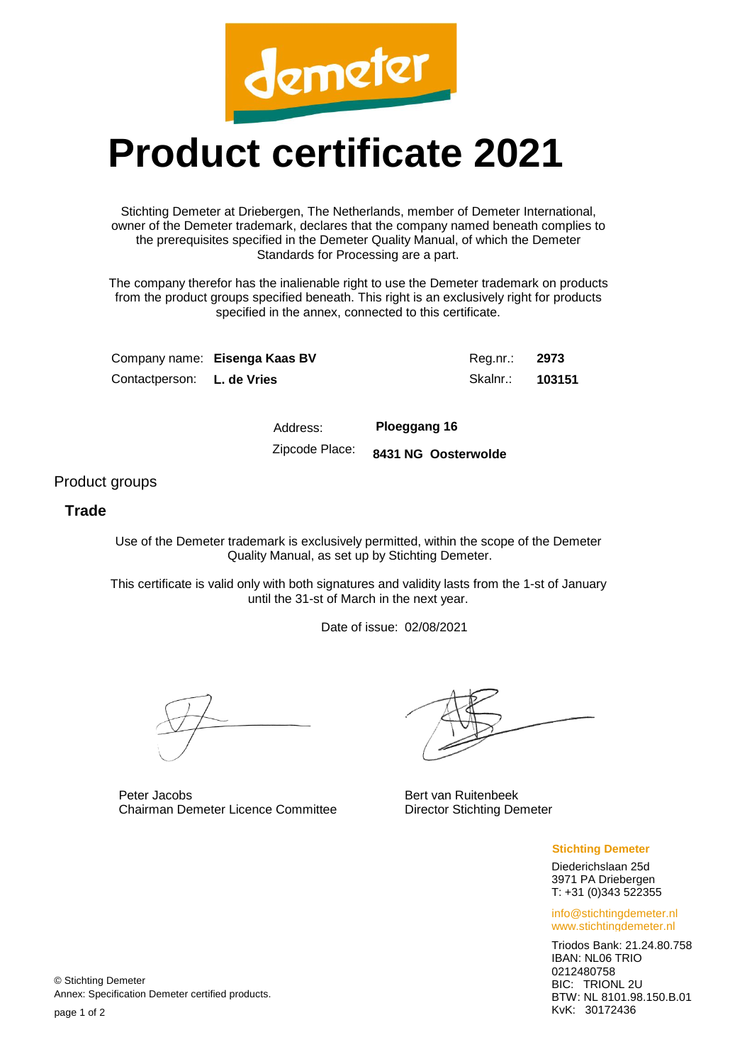demeter

# Product certificate 2021

Stichting Demeter at Driebergen, The Netherlands, member of Demeter International, owner of the Demeter trademark, declares that the company named beneath complies to the prerequisites specified in the Demeter Quality Manual, of which the Demeter Standards for Processing are a part.

The company therefor has the inalienable right to use the Demeter trademark on products from the product groups specified beneath. This right is an exclusively right for products specified in the annex, connected to this certificate.

Company name: **Eisenga Kaas BV** Reg.nr.: **2973**

Contactperson: **L. de Vries** Skalnr.: **103151**

Address: **Ploeggang 16**

Zipcode Place: **8431 NG Oosterwolde**

## Product groups

### Trade

Use of the Demeter trademark is exclusively permitted, within the scope of the Demeter Quality Manual, as set up by Stichting Demeter.

This certificate is valid only with both signatures and validity lasts from the 1-st of January until the 31-st of March in the next year.

Date of issue: 02/08/2021

Peter Jacobs
Chairman Demeter Licence Committee

Bert van Ruitenbeek
Director Stichting Demeter

**Stichting Demeter**

Diederichslaan 25d
3971 PA Driebergen
T: +31 (0)343 522355

info@stichtingdemeter.nl
www.stichtingdemeter.nl

Triodos Bank: 21.24.80.758
IBAN: NL06 TRIO 0212480758
BIC: TRIONL 2U
BTW: NL 8101.98.150.B.01
KvK: 30172436

© Stichting Demeter
Annex: Specification Demeter certified products.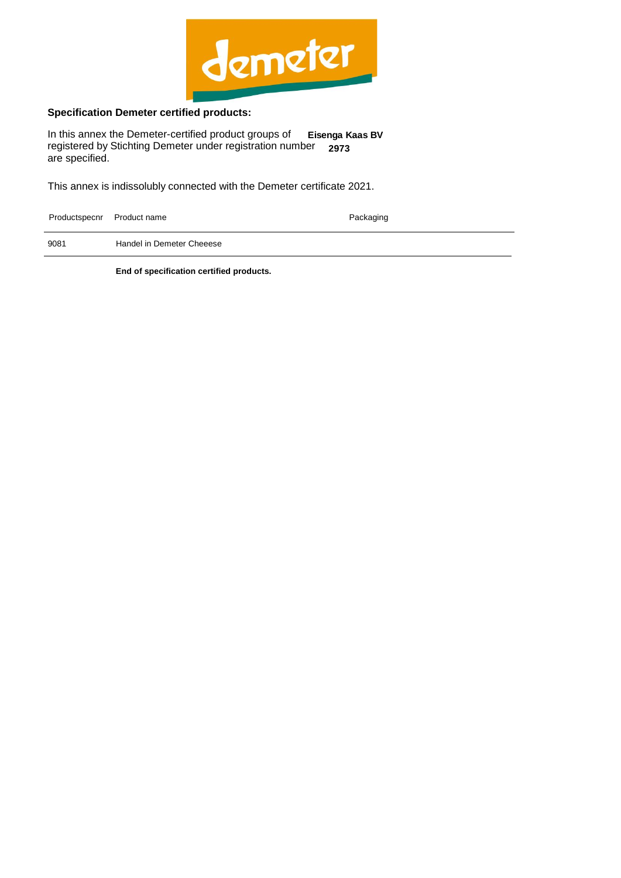### Specification Demeter certified products:

In this annex the Demeter-certified product groups of **Eisenga Kaas BV** registered by Stichting Demeter under registration number **2973** are specified.

This annex is indissolubly connected with the Demeter certificate 2021.

| Productspecnr | Product name | Packaging |
|---|---|---|
| 9081 | Handel in Demeter Cheeese | |

**End of specification certified products.**